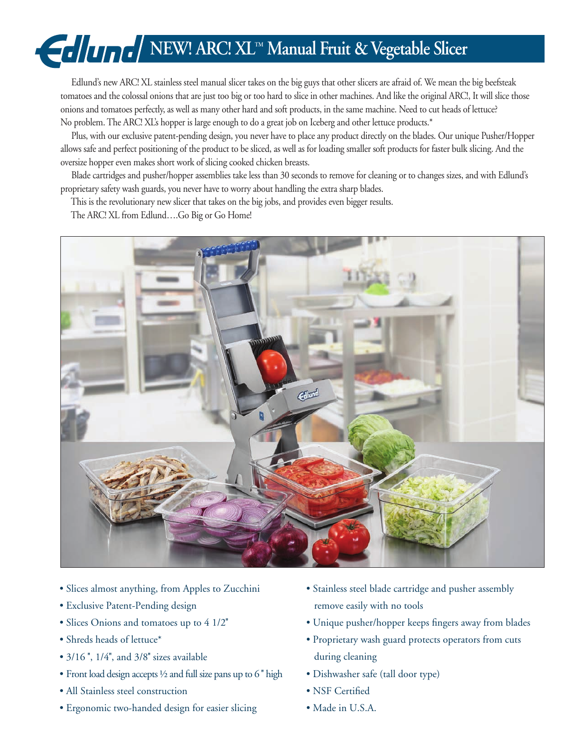# Edlund NEW! ARC! XL™ Manual Fruit & Vegetable Slicer

Edlund's new ARC! XL stainless steel manual slicer takes on the big guys that other slicers are afraid of. We mean the big beefsteak tomatoes and the colossal onions that are just too big or too hard to slice in other machines. And like the original ARC!, It will slice those onions and tomatoes perfectly, as well as many other hard and soft products, in the same machine. Need to cut heads of lettuce? No problem. The ARC! XL's hopper is large enough to do a great job on Iceberg and other lettuce products.*

Plus, with our exclusive patent-pending design, you never have to place any product directly on the blades. Our unique Pusher/Hopper allows safe and perfect positioning of the product to be sliced, as well as for loading smaller soft products for faster bulk slicing. And the oversize hopper even makes short work of slicing cooked chicken breasts.

Blade cartridges and pusher/hopper assemblies take less than 30 seconds to remove for cleaning or to changes sizes, and with Edlund's proprietary safety wash guards, you never have to worry about handling the extra sharp blades.

This is the revolutionary new slicer that takes on the big jobs, and provides even bigger results.

The ARC! XL from Edlund….Go Big or Go Home!

- Slices almost anything, from Apples to Zucchini
- Exclusive Patent-Pending design
- Slices Onions and tomatoes up to 4 1/2"
- Shreds heads of lettuce*
- 3/16 ", 1/4", and 3/8" sizes available
- Front load design accepts ½ and full size pans up to 6 " high
- All Stainless steel construction
- Ergonomic two-handed design for easier slicing
- Stainless steel blade cartridge and pusher assembly remove easily with no tools
- Unique pusher/hopper keeps fingers away from blades
- Proprietary wash guard protects operators from cuts during cleaning
- Dishwasher safe (tall door type)
- NSF Certified
- Made in U.S.A.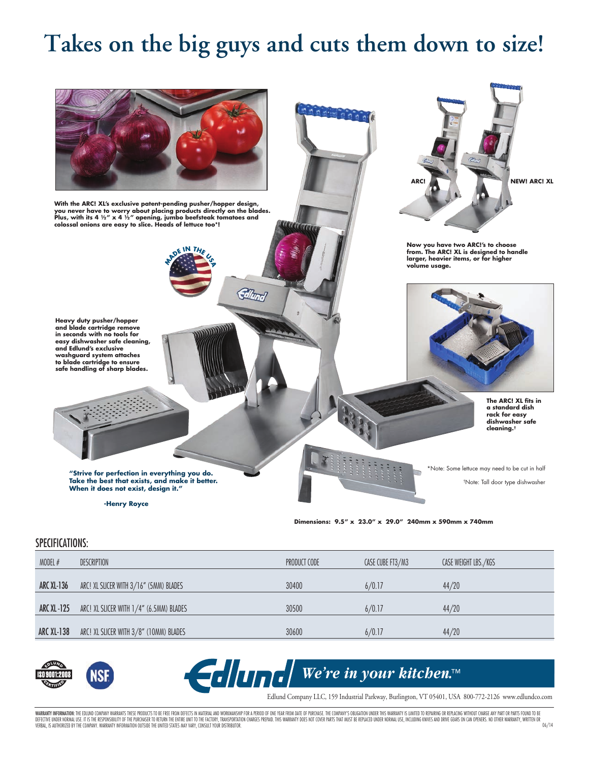# Takes on the big guys and cuts them down to size!

**With the ARC! XL's exclusive patent-pending pusher/hopper design, you never have to worry about placing products directly on the blades. Plus, with its 4 ½" x 4 ½" opening, jumbo beefsteak tomatoes and colossal onions are easy to slice. Heads of lettuce too\*!**

MADE IN THE USA

ARC!

NEW! ARC! XL

**Now you have two ARC!'s to choose from. The ARC! XL is designed to handle larger, heavier items, or for higher volume usage.**

**Heavy duty pusher/hopper and blade cartridge remove in seconds with no tools for easy dishwasher safe cleaning, and Edlund's exclusive washguard system attaches to blade cartridge to ensure safe handling of sharp blades.**

**The ARC! XL fits in a standard dish rack for easy dishwasher safe cleaning.†**

**"Strive for perfection in everything you do. Take the best that exists, and make it better. When it does not exist, design it."**

**-Henry Royce**

\*Note: Some lettuce may need to be cut in half

†Note: Tall door type dishwasher

**Dimensions: 9.5" x 23.0" x 29.0" 240mm x 590mm x 740mm**

## SPECIFICATIONS:

| MODEL # | DESCRIPTION | PRODUCT CODE | CASE CUBE FT3/M3 | CASE WEIGHT LBS./KGS |
|---|---|---|---|---|
| **ARC XL-136** | ARC! XL SLICER WITH 3/16" (5MM) BLADES | 30400 | 6/0.17 | 44/20 |
| **ARC XL -125** | ARC! XL SLICER WITH 1/4" (6.5MM) BLADES | 30500 | 6/0.17 | 44/20 |
| **ARC XL-138** | ARC! XL SLICER WITH 3/8" (10MM) BLADES | 30600 | 6/0.17 | 44/20 |

EDLUND ISO 9001:2008 CERTIFIED

NSF

Edlund *We're in your kitchen.*™

Edlund Company LLC, 159 Industrial Parkway, Burlington, VT 05401, USA 800-772-2126 www.edlundco.com

WARRANTY INFORMATION: THE EDLUND COMPANY WARRANTS THESE PRODUCTS TO BE FREE FROM DEFECTS IN MATERIAL AND WORKMANSHIP FOR A PERIOD OF ONE YEAR FROM DATE OF PURCHASE. THE COMPANY'S OBLIGATION UNDER THIS WARRANTY IS LIMITED TO REPAIRING OR REPLACING WITHOUT CHARGE ANY PART OR PARTS FOUND TO BE DEFECTIVE UNDER NORMAL USE. IT IS THE RESPONSIBILITY OF THE PURCHASER TO RETURN THE ENTIRE UNIT TO THE FACTORY, TRANSPORTATION CHARGES PREPAID. THIS WARRANTY DOES NOT COVER PARTS THAT MUST BE REPLACED UNDER NORMAL USE, INCLUDING KNIVES AND DRIVE GEARS ON CAN OPENERS. NO OTHER WARRANTY, WRITTEN OR VERBAL, IS AUTHORIZED BY THE COMPANY. WARRANTY INFORMATION OUTSIDE THE UNITED STATES MAY VARY, CONSULT YOUR DISTRIBUTOR.

06/14